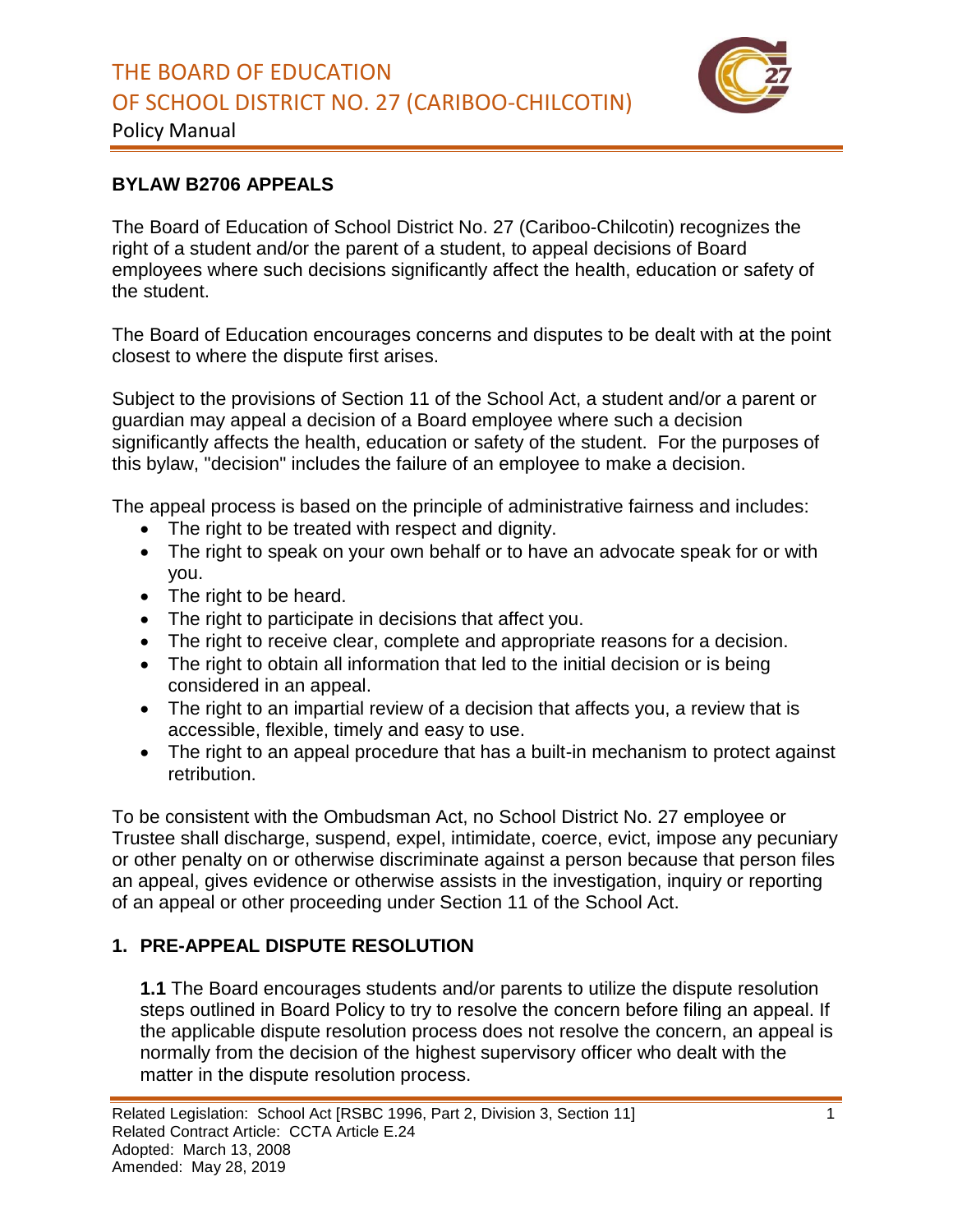# BYLAW B2706 APPEALS

The Board of Education of School District No. 27 (Cariboo-Chilcotin) recognizes the right of a student and/or the parent of a student, to appeal decisions of Board employees where such decisions significantly affect the health, education or safety of the student.

The Board of Education encourages concerns and disputes to be dealt with at the point closest to where the dispute first arises.

Subject to the provisions of Section 11 of the School Act, a student and/or a parent or guardian may appeal a decision of a Board employee where such a decision significantly affects the health, education or safety of the student. For the purposes of this bylaw, "decision" includes the failure of an employee to make a decision.

The appeal process is based on the principle of administrative fairness and includes:

- The right to be treated with respect and dignity.
- The right to speak on your own behalf or to have an advocate speak for or with you.
- The right to be heard.
- The right to participate in decisions that affect you.
- The right to receive clear, complete and appropriate reasons for a decision.
- The right to obtain all information that led to the initial decision or is being considered in an appeal.
- The right to an impartial review of a decision that affects you, a review that is accessible, flexible, timely and easy to use.
- The right to an appeal procedure that has a built-in mechanism to protect against retribution.

To be consistent with the Ombudsman Act, no School District No. 27 employee or Trustee shall discharge, suspend, expel, intimidate, coerce, evict, impose any pecuniary or other penalty on or otherwise discriminate against a person because that person files an appeal, gives evidence or otherwise assists in the investigation, inquiry or reporting of an appeal or other proceeding under Section 11 of the School Act.

## 1. PRE-APPEAL DISPUTE RESOLUTION

**1.1** The Board encourages students and/or parents to utilize the dispute resolution steps outlined in Board Policy to try to resolve the concern before filing an appeal. If the applicable dispute resolution process does not resolve the concern, an appeal is normally from the decision of the highest supervisory officer who dealt with the matter in the dispute resolution process.

Related Legislation: School Act [RSBC 1996, Part 2, Division 3, Section 11]
Related Contract Article: CCTA Article E.24
Adopted: March 13, 2008
Amended: May 28, 2019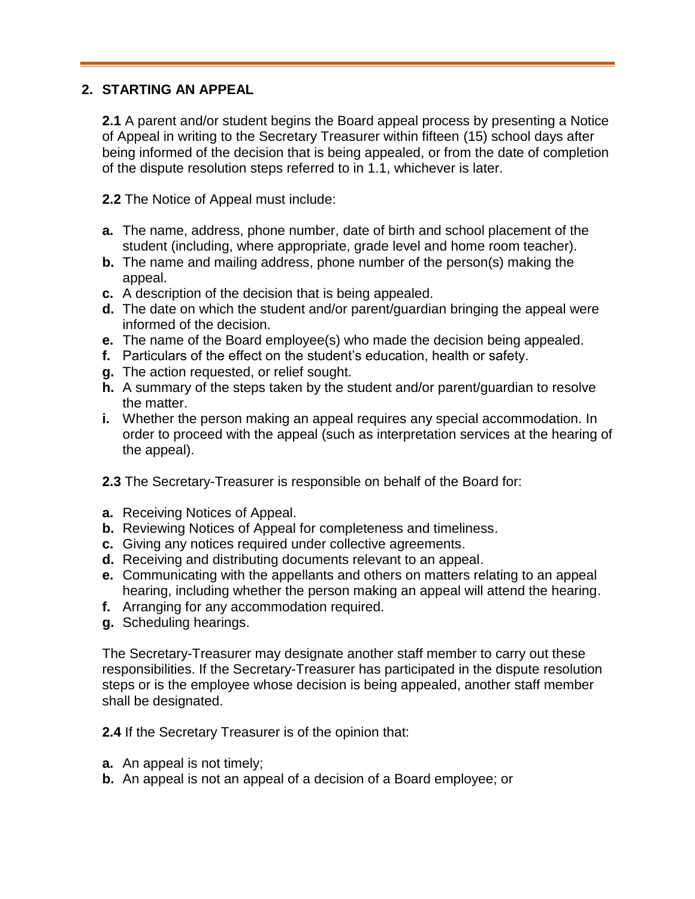## 2. STARTING AN APPEAL

**2.1** A parent and/or student begins the Board appeal process by presenting a Notice of Appeal in writing to the Secretary Treasurer within fifteen (15) school days after being informed of the decision that is being appealed, or from the date of completion of the dispute resolution steps referred to in 1.1, whichever is later.

**2.2** The Notice of Appeal must include:

- **a.** The name, address, phone number, date of birth and school placement of the student (including, where appropriate, grade level and home room teacher).
- **b.** The name and mailing address, phone number of the person(s) making the appeal.
- **c.** A description of the decision that is being appealed.
- **d.** The date on which the student and/or parent/guardian bringing the appeal were informed of the decision.
- **e.** The name of the Board employee(s) who made the decision being appealed.
- **f.** Particulars of the effect on the student's education, health or safety.
- **g.** The action requested, or relief sought.
- **h.** A summary of the steps taken by the student and/or parent/guardian to resolve the matter.
- **i.** Whether the person making an appeal requires any special accommodation. In order to proceed with the appeal (such as interpretation services at the hearing of the appeal).

**2.3** The Secretary-Treasurer is responsible on behalf of the Board for:

- **a.** Receiving Notices of Appeal.
- **b.** Reviewing Notices of Appeal for completeness and timeliness.
- **c.** Giving any notices required under collective agreements.
- **d.** Receiving and distributing documents relevant to an appeal.
- **e.** Communicating with the appellants and others on matters relating to an appeal hearing, including whether the person making an appeal will attend the hearing.
- **f.** Arranging for any accommodation required.
- **g.** Scheduling hearings.

The Secretary-Treasurer may designate another staff member to carry out these responsibilities. If the Secretary-Treasurer has participated in the dispute resolution steps or is the employee whose decision is being appealed, another staff member shall be designated.

**2.4** If the Secretary Treasurer is of the opinion that:

- **a.** An appeal is not timely;
- **b.** An appeal is not an appeal of a decision of a Board employee; or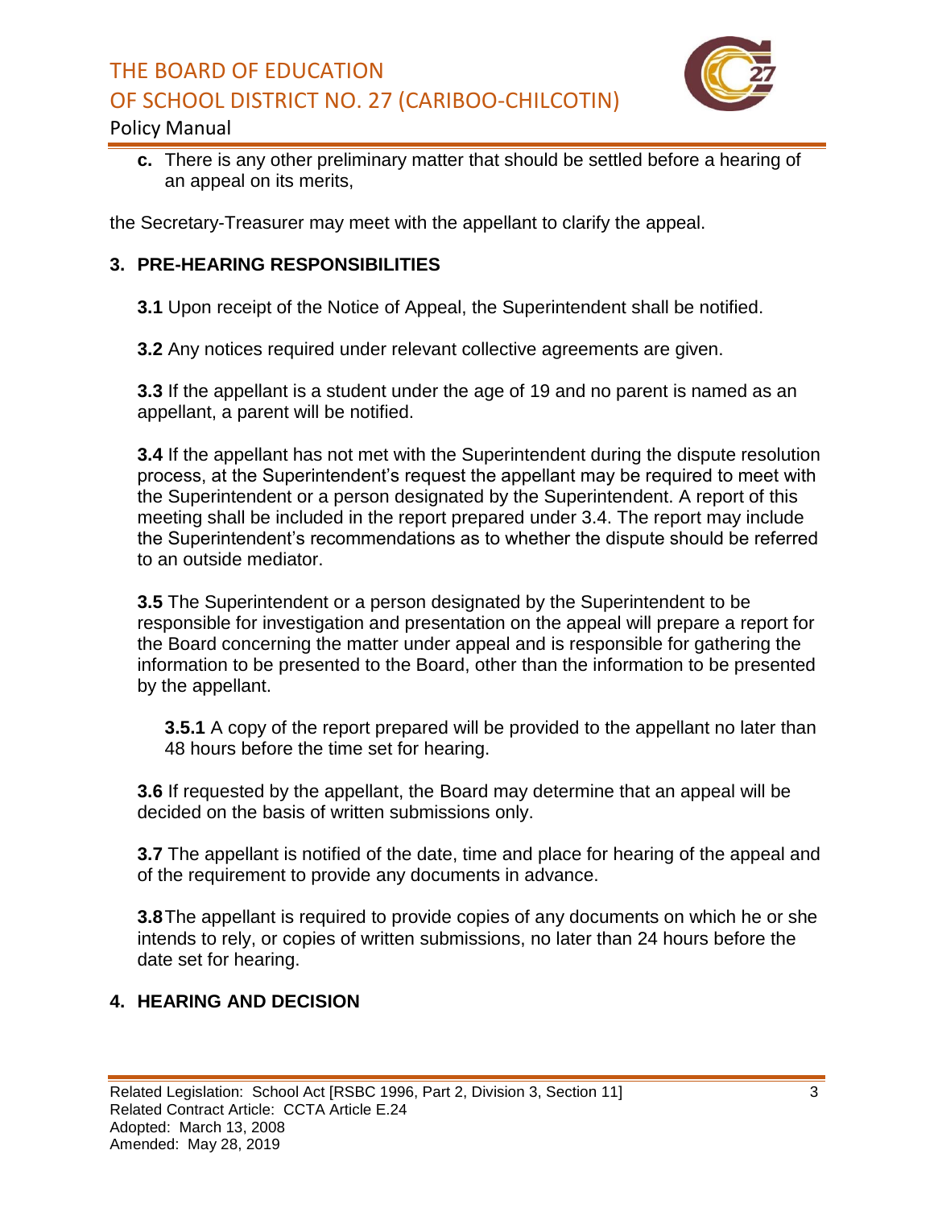**c.** There is any other preliminary matter that should be settled before a hearing of an appeal on its merits,

the Secretary-Treasurer may meet with the appellant to clarify the appeal.

## 3. PRE-HEARING RESPONSIBILITIES

**3.1** Upon receipt of the Notice of Appeal, the Superintendent shall be notified.

**3.2** Any notices required under relevant collective agreements are given.

**3.3** If the appellant is a student under the age of 19 and no parent is named as an appellant, a parent will be notified.

**3.4** If the appellant has not met with the Superintendent during the dispute resolution process, at the Superintendent's request the appellant may be required to meet with the Superintendent or a person designated by the Superintendent. A report of this meeting shall be included in the report prepared under 3.4. The report may include the Superintendent's recommendations as to whether the dispute should be referred to an outside mediator.

**3.5** The Superintendent or a person designated by the Superintendent to be responsible for investigation and presentation on the appeal will prepare a report for the Board concerning the matter under appeal and is responsible for gathering the information to be presented to the Board, other than the information to be presented by the appellant.

**3.5.1** A copy of the report prepared will be provided to the appellant no later than 48 hours before the time set for hearing.

**3.6** If requested by the appellant, the Board may determine that an appeal will be decided on the basis of written submissions only.

**3.7** The appellant is notified of the date, time and place for hearing of the appeal and of the requirement to provide any documents in advance.

**3.8** The appellant is required to provide copies of any documents on which he or she intends to rely, or copies of written submissions, no later than 24 hours before the date set for hearing.

## 4. HEARING AND DECISION

Related Legislation: School Act [RSBC 1996, Part 2, Division 3, Section 11]
Related Contract Article: CCTA Article E.24
Adopted: March 13, 2008
Amended: May 28, 2019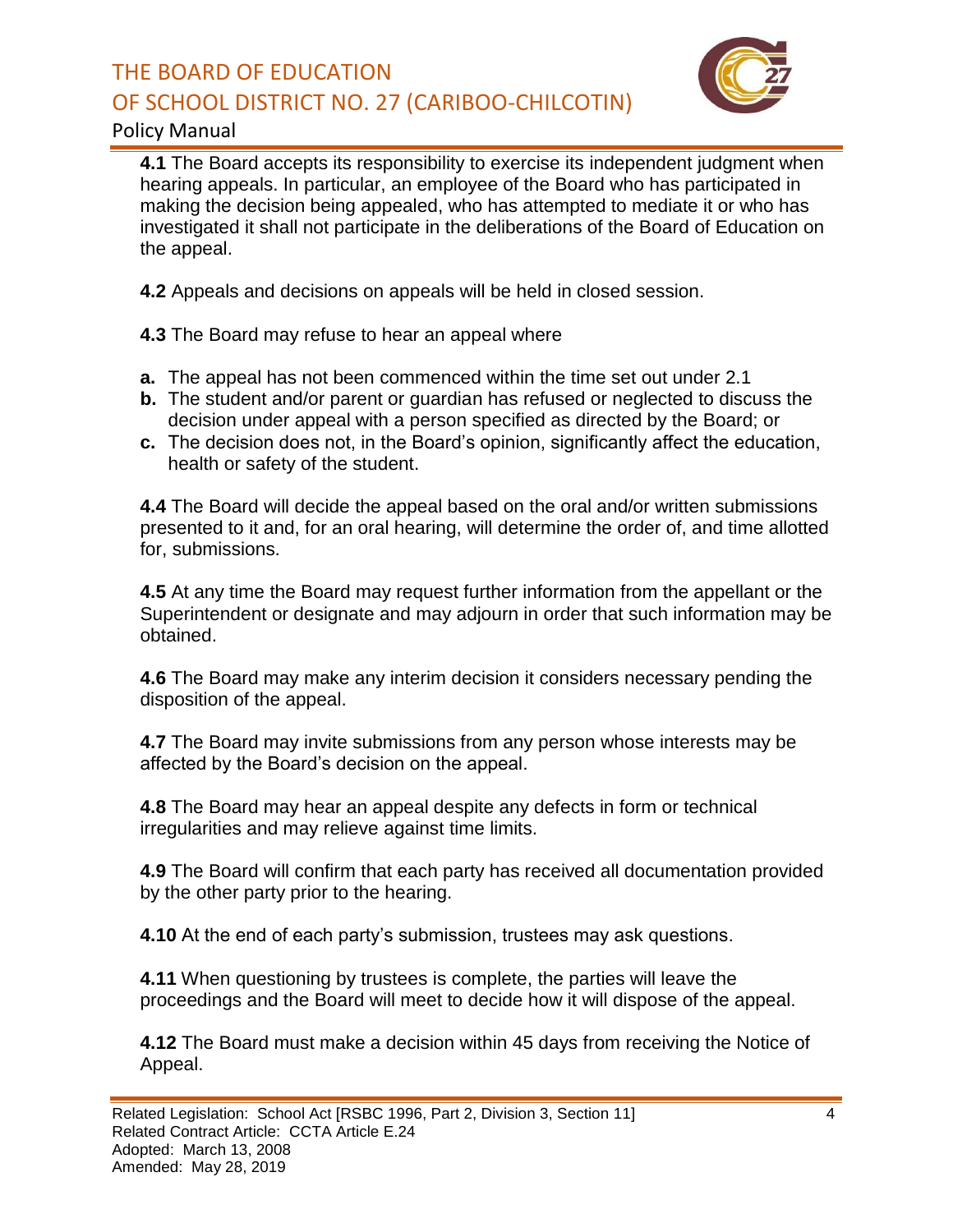**4.1** The Board accepts its responsibility to exercise its independent judgment when hearing appeals. In particular, an employee of the Board who has participated in making the decision being appealed, who has attempted to mediate it or who has investigated it shall not participate in the deliberations of the Board of Education on the appeal.

**4.2** Appeals and decisions on appeals will be held in closed session.

**4.3** The Board may refuse to hear an appeal where

- **a.** The appeal has not been commenced within the time set out under 2.1
- **b.** The student and/or parent or guardian has refused or neglected to discuss the decision under appeal with a person specified as directed by the Board; or
- **c.** The decision does not, in the Board's opinion, significantly affect the education, health or safety of the student.

**4.4** The Board will decide the appeal based on the oral and/or written submissions presented to it and, for an oral hearing, will determine the order of, and time allotted for, submissions.

**4.5** At any time the Board may request further information from the appellant or the Superintendent or designate and may adjourn in order that such information may be obtained.

**4.6** The Board may make any interim decision it considers necessary pending the disposition of the appeal.

**4.7** The Board may invite submissions from any person whose interests may be affected by the Board's decision on the appeal.

**4.8** The Board may hear an appeal despite any defects in form or technical irregularities and may relieve against time limits.

**4.9** The Board will confirm that each party has received all documentation provided by the other party prior to the hearing.

**4.10** At the end of each party's submission, trustees may ask questions.

**4.11** When questioning by trustees is complete, the parties will leave the proceedings and the Board will meet to decide how it will dispose of the appeal.

**4.12** The Board must make a decision within 45 days from receiving the Notice of Appeal.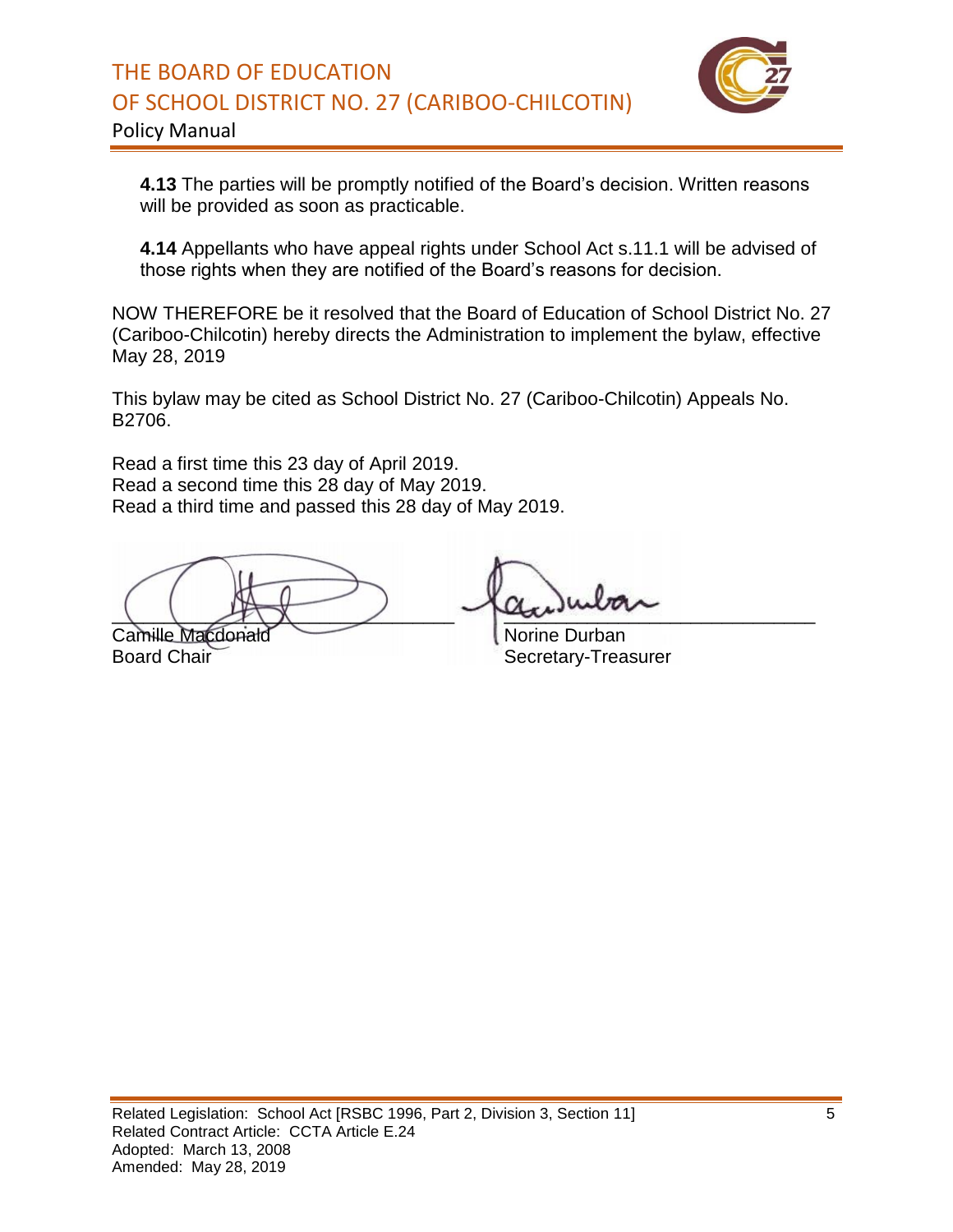**4.13** The parties will be promptly notified of the Board's decision. Written reasons will be provided as soon as practicable.

**4.14** Appellants who have appeal rights under School Act s.11.1 will be advised of those rights when they are notified of the Board's reasons for decision.

NOW THEREFORE be it resolved that the Board of Education of School District No. 27 (Cariboo-Chilcotin) hereby directs the Administration to implement the bylaw, effective May 28, 2019

This bylaw may be cited as School District No. 27 (Cariboo-Chilcotin) Appeals No. B2706.

Read a first time this 23 day of April 2019.
Read a second time this 28 day of May 2019.
Read a third time and passed this 28 day of May 2019.

| | |
|---|---|
| _______________________________ | _______________________________ |
| Camille Macdonald | Norine Durban |
| Board Chair | Secretary-Treasurer |

Related Legislation: School Act [RSBC 1996, Part 2, Division 3, Section 11]
Related Contract Article: CCTA Article E.24
Adopted: March 13, 2008
Amended: May 28, 2019